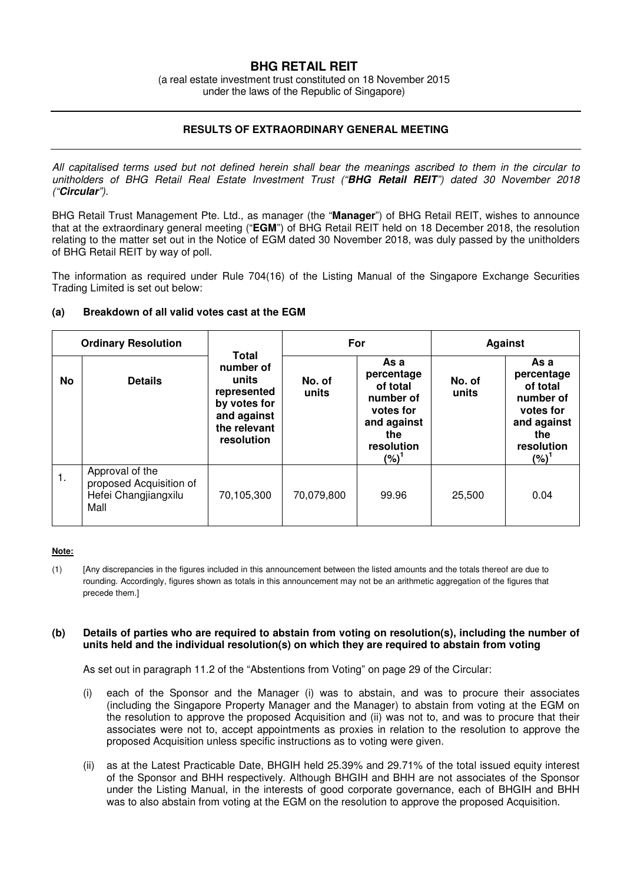# BHG RETAIL REIT

(a real estate investment trust constituted on 18 November 2015
under the laws of the Republic of Singapore)

## RESULTS OF EXTRAORDINARY GENERAL MEETING

*All capitalised terms used but not defined herein shall bear the meanings ascribed to them in the circular to unitholders of BHG Retail Real Estate Investment Trust ("**BHG Retail REIT**") dated 30 November 2018 ("**Circular**").*

BHG Retail Trust Management Pte. Ltd., as manager (the "**Manager**") of BHG Retail REIT, wishes to announce that at the extraordinary general meeting ("**EGM**") of BHG Retail REIT held on 18 December 2018, the resolution relating to the matter set out in the Notice of EGM dated 30 November 2018, was duly passed by the unitholders of BHG Retail REIT by way of poll.

The information as required under Rule 704(16) of the Listing Manual of the Singapore Exchange Securities Trading Limited is set out below:

### (a) Breakdown of all valid votes cast at the EGM

| Ordinary Resolution | | Total number of units represented by votes for and against the relevant resolution | For | | Against | |
|---|---|---|---|---|---|---|
| **No** | **Details** | | **No. of units** | **As a percentage of total number of votes for and against the resolution (%)[1]** | **No. of units** | **As a percentage of total number of votes for and against the resolution (%)[1]** |
| 1. | Approval of the proposed Acquisition of Hefei Changjiangxilu Mall | 70,105,300 | 70,079,800 | 99.96 | 25,500 | 0.04 |

**Note:**

(1) [Any discrepancies in the figures included in this announcement between the listed amounts and the totals thereof are due to rounding. Accordingly, figures shown as totals in this announcement may not be an arithmetic aggregation of the figures that precede them.]

### (b) Details of parties who are required to abstain from voting on resolution(s), including the number of units held and the individual resolution(s) on which they are required to abstain from voting

As set out in paragraph 11.2 of the "Abstentions from Voting" on page 29 of the Circular:

(i) each of the Sponsor and the Manager (i) was to abstain, and was to procure their associates (including the Singapore Property Manager and the Manager) to abstain from voting at the EGM on the resolution to approve the proposed Acquisition and (ii) was not to, and was to procure that their associates were not to, accept appointments as proxies in relation to the resolution to approve the proposed Acquisition unless specific instructions as to voting were given.

(ii) as at the Latest Practicable Date, BHGIH held 25.39% and 29.71% of the total issued equity interest of the Sponsor and BHH respectively. Although BHGIH and BHH are not associates of the Sponsor under the Listing Manual, in the interests of good corporate governance, each of BHGIH and BHH was to also abstain from voting at the EGM on the resolution to approve the proposed Acquisition.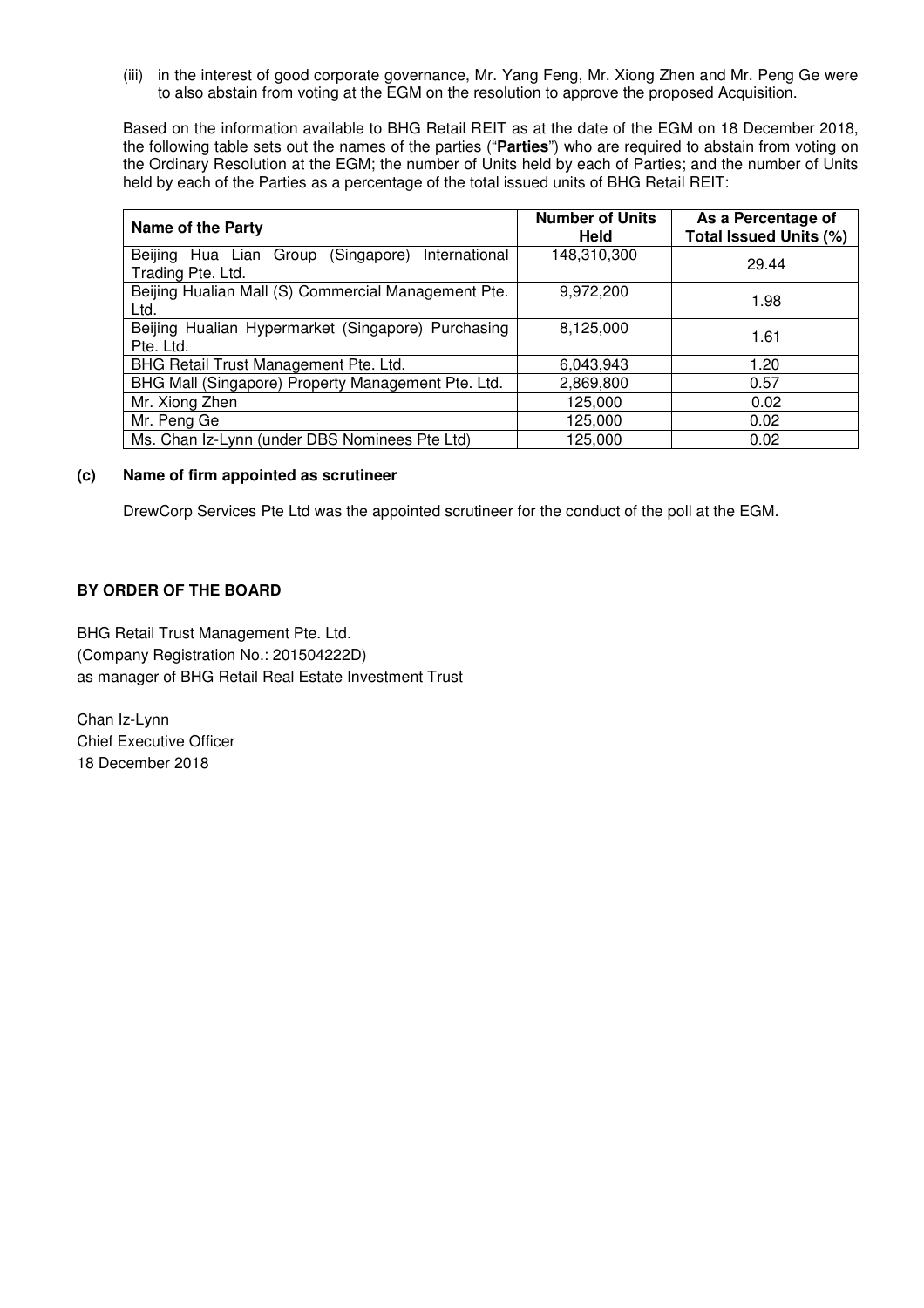(iii) in the interest of good corporate governance, Mr. Yang Feng, Mr. Xiong Zhen and Mr. Peng Ge were to also abstain from voting at the EGM on the resolution to approve the proposed Acquisition.

Based on the information available to BHG Retail REIT as at the date of the EGM on 18 December 2018, the following table sets out the names of the parties ("**Parties**") who are required to abstain from voting on the Ordinary Resolution at the EGM; the number of Units held by each of Parties; and the number of Units held by each of the Parties as a percentage of the total issued units of BHG Retail REIT:

| Name of the Party | Number of Units Held | As a Percentage of Total Issued Units (%) |
|---|---|---|
| Beijing Hua Lian Group (Singapore) International Trading Pte. Ltd. | 148,310,300 | 29.44 |
| Beijing Hualian Mall (S) Commercial Management Pte. Ltd. | 9,972,200 | 1.98 |
| Beijing Hualian Hypermarket (Singapore) Purchasing Pte. Ltd. | 8,125,000 | 1.61 |
| BHG Retail Trust Management Pte. Ltd. | 6,043,943 | 1.20 |
| BHG Mall (Singapore) Property Management Pte. Ltd. | 2,869,800 | 0.57 |
| Mr. Xiong Zhen | 125,000 | 0.02 |
| Mr. Peng Ge | 125,000 | 0.02 |
| Ms. Chan Iz-Lynn (under DBS Nominees Pte Ltd) | 125,000 | 0.02 |

### (c) Name of firm appointed as scrutineer

DrewCorp Services Pte Ltd was the appointed scrutineer for the conduct of the poll at the EGM.

**BY ORDER OF THE BOARD**

BHG Retail Trust Management Pte. Ltd.
(Company Registration No.: 201504222D)
as manager of BHG Retail Real Estate Investment Trust

Chan Iz-Lynn
Chief Executive Officer
18 December 2018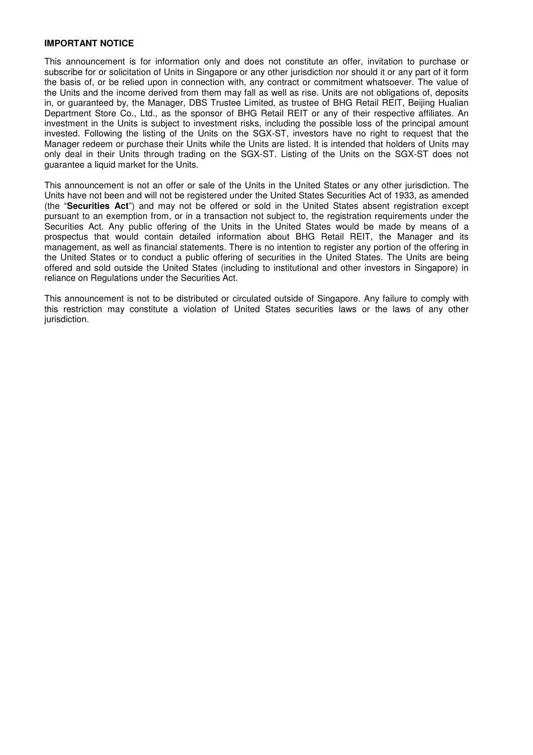**IMPORTANT NOTICE**

This announcement is for information only and does not constitute an offer, invitation to purchase or subscribe for or solicitation of Units in Singapore or any other jurisdiction nor should it or any part of it form the basis of, or be relied upon in connection with, any contract or commitment whatsoever. The value of the Units and the income derived from them may fall as well as rise. Units are not obligations of, deposits in, or guaranteed by, the Manager, DBS Trustee Limited, as trustee of BHG Retail REIT, Beijing Hualian Department Store Co., Ltd., as the sponsor of BHG Retail REIT or any of their respective affiliates. An investment in the Units is subject to investment risks, including the possible loss of the principal amount invested. Following the listing of the Units on the SGX-ST, investors have no right to request that the Manager redeem or purchase their Units while the Units are listed. It is intended that holders of Units may only deal in their Units through trading on the SGX-ST. Listing of the Units on the SGX-ST does not guarantee a liquid market for the Units.

This announcement is not an offer or sale of the Units in the United States or any other jurisdiction. The Units have not been and will not be registered under the United States Securities Act of 1933, as amended (the "**Securities Act**") and may not be offered or sold in the United States absent registration except pursuant to an exemption from, or in a transaction not subject to, the registration requirements under the Securities Act. Any public offering of the Units in the United States would be made by means of a prospectus that would contain detailed information about BHG Retail REIT, the Manager and its management, as well as financial statements. There is no intention to register any portion of the offering in the United States or to conduct a public offering of securities in the United States. The Units are being offered and sold outside the United States (including to institutional and other investors in Singapore) in reliance on Regulations under the Securities Act.

This announcement is not to be distributed or circulated outside of Singapore. Any failure to comply with this restriction may constitute a violation of United States securities laws or the laws of any other jurisdiction.